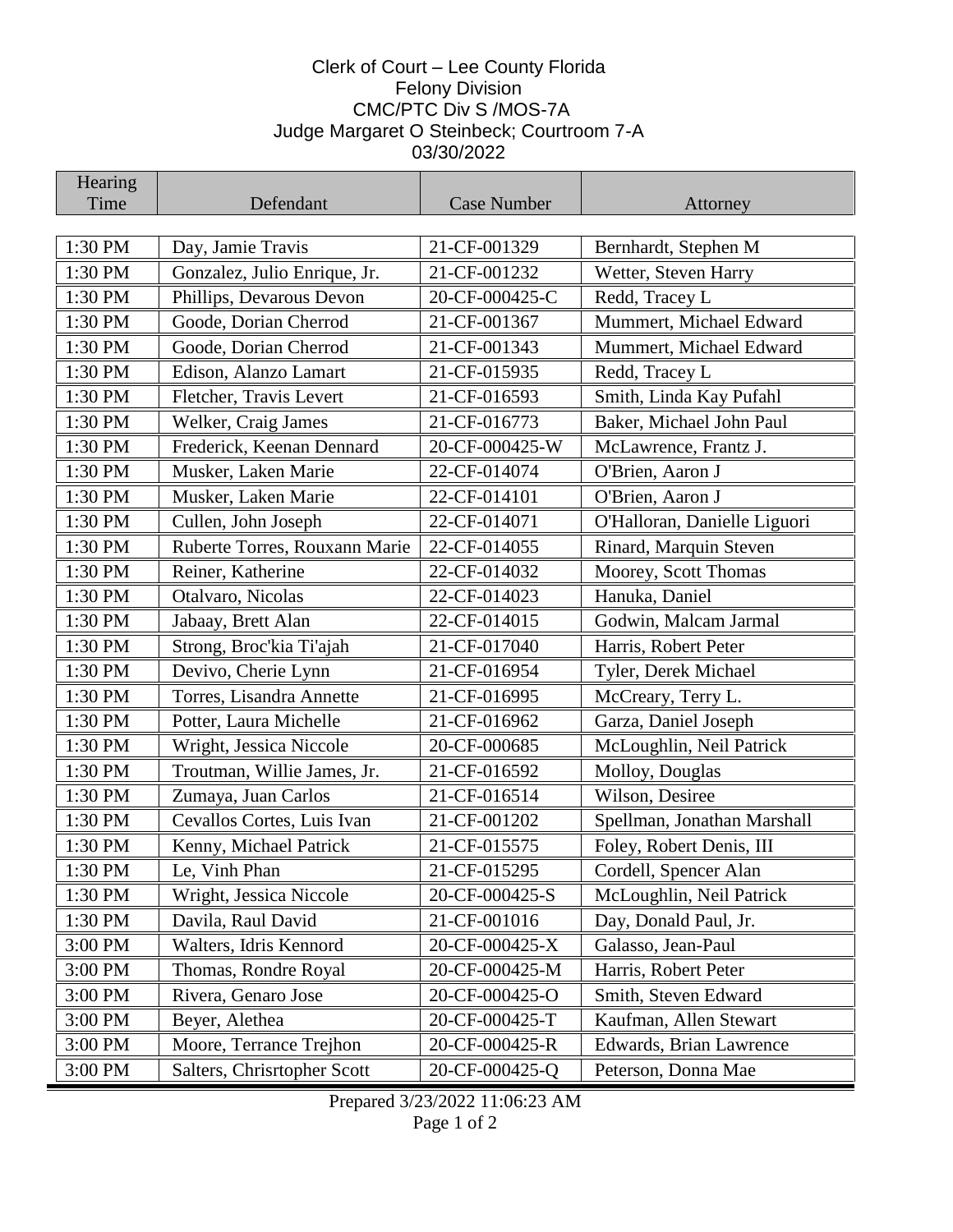# Clerk of Court – Lee County Florida
## Felony Division
## CMC/PTC Div S /MOS-7A
## Judge Margaret O Steinbeck; Courtroom 7-A
## 03/30/2022

| Hearing Time | Defendant | Case Number | Attorney |
|---|---|---|---|
| 1:30 PM | Day, Jamie Travis | 21-CF-001329 | Bernhardt, Stephen M |
| 1:30 PM | Gonzalez, Julio Enrique, Jr. | 21-CF-001232 | Wetter, Steven Harry |
| 1:30 PM | Phillips, Devarous Devon | 20-CF-000425-C | Redd, Tracey L |
| 1:30 PM | Goode, Dorian Cherrod | 21-CF-001367 | Mummert, Michael Edward |
| 1:30 PM | Goode, Dorian Cherrod | 21-CF-001343 | Mummert, Michael Edward |
| 1:30 PM | Edison, Alanzo Lamart | 21-CF-015935 | Redd, Tracey L |
| 1:30 PM | Fletcher, Travis Levert | 21-CF-016593 | Smith, Linda Kay Pufahl |
| 1:30 PM | Welker, Craig James | 21-CF-016773 | Baker, Michael John Paul |
| 1:30 PM | Frederick, Keenan Dennard | 20-CF-000425-W | McLawrence, Frantz J. |
| 1:30 PM | Musker, Laken Marie | 22-CF-014074 | O'Brien, Aaron J |
| 1:30 PM | Musker, Laken Marie | 22-CF-014101 | O'Brien, Aaron J |
| 1:30 PM | Cullen, John Joseph | 22-CF-014071 | O'Halloran, Danielle Liguori |
| 1:30 PM | Ruberte Torres, Rouxann Marie | 22-CF-014055 | Rinard, Marquin Steven |
| 1:30 PM | Reiner, Katherine | 22-CF-014032 | Moorey, Scott Thomas |
| 1:30 PM | Otalvaro, Nicolas | 22-CF-014023 | Hanuka, Daniel |
| 1:30 PM | Jabaay, Brett Alan | 22-CF-014015 | Godwin, Malcam Jarmal |
| 1:30 PM | Strong, Broc'kia Ti'ajah | 21-CF-017040 | Harris, Robert Peter |
| 1:30 PM | Devivo, Cherie Lynn | 21-CF-016954 | Tyler, Derek Michael |
| 1:30 PM | Torres, Lisandra Annette | 21-CF-016995 | McCreary, Terry L. |
| 1:30 PM | Potter, Laura Michelle | 21-CF-016962 | Garza, Daniel Joseph |
| 1:30 PM | Wright, Jessica Niccole | 20-CF-000685 | McLoughlin, Neil Patrick |
| 1:30 PM | Troutman, Willie James, Jr. | 21-CF-016592 | Molloy, Douglas |
| 1:30 PM | Zumaya, Juan Carlos | 21-CF-016514 | Wilson, Desiree |
| 1:30 PM | Cevallos Cortes, Luis Ivan | 21-CF-001202 | Spellman, Jonathan Marshall |
| 1:30 PM | Kenny, Michael Patrick | 21-CF-015575 | Foley, Robert Denis, III |
| 1:30 PM | Le, Vinh Phan | 21-CF-015295 | Cordell, Spencer Alan |
| 1:30 PM | Wright, Jessica Niccole | 20-CF-000425-S | McLoughlin, Neil Patrick |
| 1:30 PM | Davila, Raul David | 21-CF-001016 | Day, Donald Paul, Jr. |
| 3:00 PM | Walters, Idris Kennord | 20-CF-000425-X | Galasso, Jean-Paul |
| 3:00 PM | Thomas, Rondre Royal | 20-CF-000425-M | Harris, Robert Peter |
| 3:00 PM | Rivera, Genaro Jose | 20-CF-000425-O | Smith, Steven Edward |
| 3:00 PM | Beyer, Alethea | 20-CF-000425-T | Kaufman, Allen Stewart |
| 3:00 PM | Moore, Terrance Trejhon | 20-CF-000425-R | Edwards, Brian Lawrence |
| 3:00 PM | Salters, Chrisrtopher Scott | 20-CF-000425-Q | Peterson, Donna Mae |

Prepared 3/23/2022 11:06:23 AM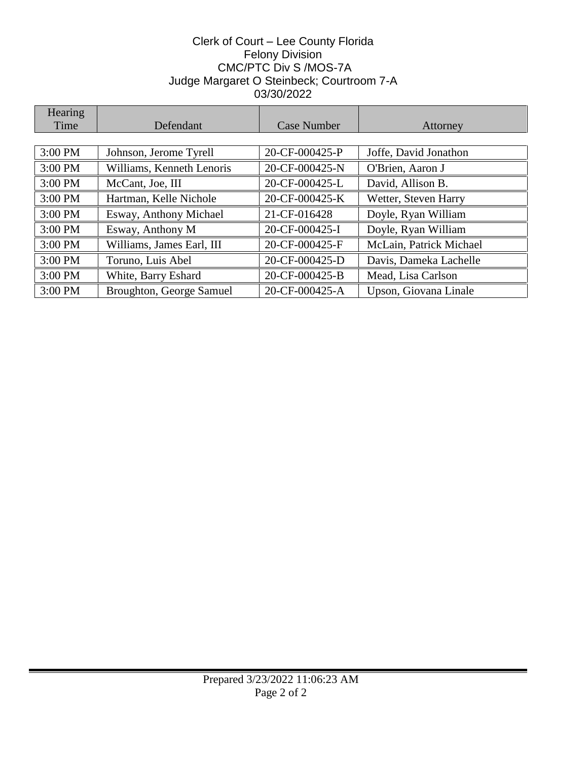Clerk of Court – Lee County Florida
Felony Division
CMC/PTC Div S /MOS-7A
Judge Margaret O Steinbeck; Courtroom 7-A
03/30/2022

| Hearing Time | Defendant | Case Number | Attorney |
|---|---|---|---|
| 3:00 PM | Johnson, Jerome Tyrell | 20-CF-000425-P | Joffe, David Jonathon |
| 3:00 PM | Williams, Kenneth Lenoris | 20-CF-000425-N | O'Brien, Aaron J |
| 3:00 PM | McCant, Joe, III | 20-CF-000425-L | David, Allison B. |
| 3:00 PM | Hartman, Kelle Nichole | 20-CF-000425-K | Wetter, Steven Harry |
| 3:00 PM | Esway, Anthony Michael | 21-CF-016428 | Doyle, Ryan William |
| 3:00 PM | Esway, Anthony M | 20-CF-000425-I | Doyle, Ryan William |
| 3:00 PM | Williams, James Earl, III | 20-CF-000425-F | McLain, Patrick Michael |
| 3:00 PM | Toruno, Luis Abel | 20-CF-000425-D | Davis, Dameka Lachelle |
| 3:00 PM | White, Barry Eshard | 20-CF-000425-B | Mead, Lisa Carlson |
| 3:00 PM | Broughton, George Samuel | 20-CF-000425-A | Upson, Giovana Linale |

Prepared 3/23/2022 11:06:23 AM